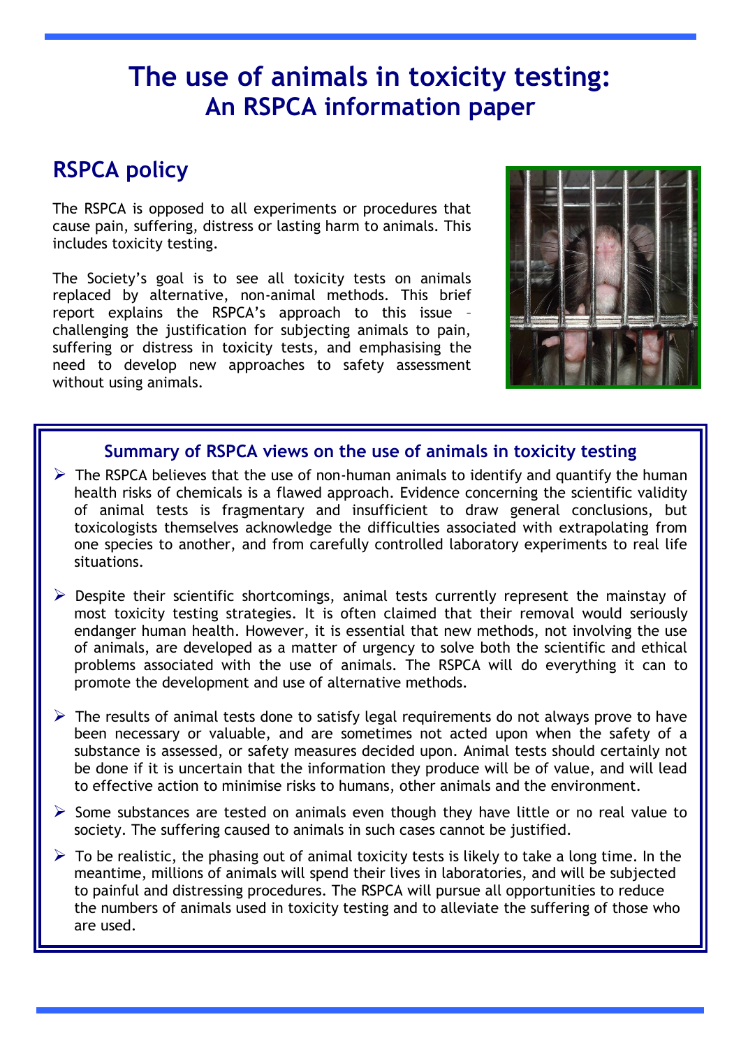# The use of animals in toxicity testing: An RSPCA information paper

## RSPCA policy

The RSPCA is opposed to all experiments or procedures that cause pain, suffering, distress or lasting harm to animals. This includes toxicity testing.

The Society's goal is to see all toxicity tests on animals replaced by alternative, non-animal methods. This brief report explains the RSPCA's approach to this issue – challenging the justification for subjecting animals to pain, suffering or distress in toxicity tests, and emphasising the need to develop new approaches to safety assessment without using animals.

### Summary of RSPCA views on the use of animals in toxicity testing

- The RSPCA believes that the use of non-human animals to identify and quantify the human health risks of chemicals is a flawed approach. Evidence concerning the scientific validity of animal tests is fragmentary and insufficient to draw general conclusions, but toxicologists themselves acknowledge the difficulties associated with extrapolating from one species to another, and from carefully controlled laboratory experiments to real life situations.

- Despite their scientific shortcomings, animal tests currently represent the mainstay of most toxicity testing strategies. It is often claimed that their removal would seriously endanger human health. However, it is essential that new methods, not involving the use of animals, are developed as a matter of urgency to solve both the scientific and ethical problems associated with the use of animals. The RSPCA will do everything it can to promote the development and use of alternative methods.

- The results of animal tests done to satisfy legal requirements do not always prove to have been necessary or valuable, and are sometimes not acted upon when the safety of a substance is assessed, or safety measures decided upon. Animal tests should certainly not be done if it is uncertain that the information they produce will be of value, and will lead to effective action to minimise risks to humans, other animals and the environment.

- Some substances are tested on animals even though they have little or no real value to society. The suffering caused to animals in such cases cannot be justified.

- To be realistic, the phasing out of animal toxicity tests is likely to take a long time. In the meantime, millions of animals will spend their lives in laboratories, and will be subjected to painful and distressing procedures. The RSPCA will pursue all opportunities to reduce the numbers of animals used in toxicity testing and to alleviate the suffering of those who are used.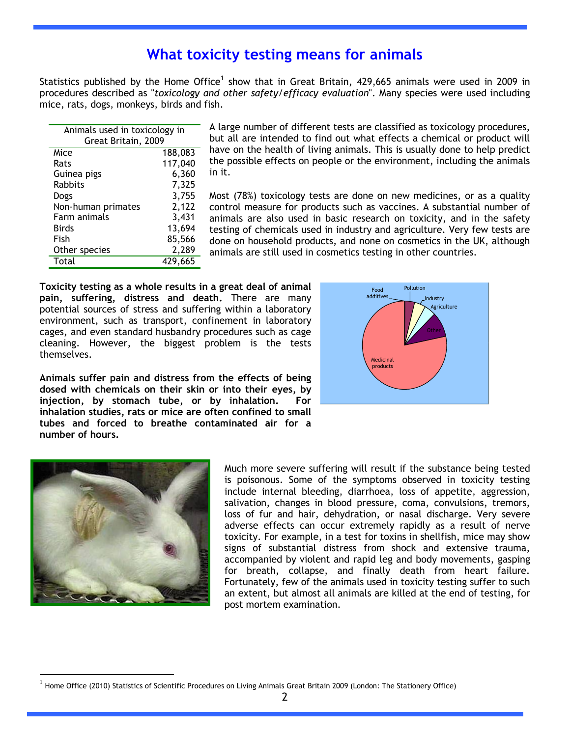# What toxicity testing means for animals

Statistics published by the Home Office[1] show that in Great Britain, 429,665 animals were used in 2009 in procedures described as "*toxicology and other safety/efficacy evaluation*". Many species were used including mice, rats, dogs, monkeys, birds and fish.

| Animals used in toxicology in Great Britain, 2009 | |
|---|---|
| Mice | 188,083 |
| Rats | 117,040 |
| Guinea pigs | 6,360 |
| Rabbits | 7,325 |
| Dogs | 3,755 |
| Non-human primates | 2,122 |
| Farm animals | 3,431 |
| Birds | 13,694 |
| Fish | 85,566 |
| Other species | 2,289 |
| Total | 429,665 |

A large number of different tests are classified as toxicology procedures, but all are intended to find out what effects a chemical or product will have on the health of living animals. This is usually done to help predict the possible effects on people or the environment, including the animals in it.

Most (78%) toxicology tests are done on new medicines, or as a quality control measure for products such as vaccines. A substantial number of animals are also used in basic research on toxicity, and in the safety testing of chemicals used in industry and agriculture. Very few tests are done on household products, and none on cosmetics in the UK, although animals are still used in cosmetics testing in other countries.

**Toxicity testing as a whole results in a great deal of animal pain, suffering, distress and death.** There are many potential sources of stress and suffering within a laboratory environment, such as transport, confinement in laboratory cages, and even standard husbandry procedures such as cage cleaning. However, the biggest problem is the tests themselves.

**Animals suffer pain and distress from the effects of being dosed with chemicals on their skin or into their eyes, by injection, by stomach tube, or by inhalation. For inhalation studies, rats or mice are often confined to small tubes and forced to breathe contaminated air for a number of hours.**

Much more severe suffering will result if the substance being tested is poisonous. Some of the symptoms observed in toxicity testing include internal bleeding, diarrhoea, loss of appetite, aggression, salivation, changes in blood pressure, coma, convulsions, tremors, loss of fur and hair, dehydration, or nasal discharge. Very severe adverse effects can occur extremely rapidly as a result of nerve toxicity. For example, in a test for toxins in shellfish, mice may show signs of substantial distress from shock and extensive trauma, accompanied by violent and rapid leg and body movements, gasping for breath, collapse, and finally death from heart failure. Fortunately, few of the animals used in toxicity testing suffer to such an extent, but almost all animals are killed at the end of testing, for post mortem examination.

[1] Home Office (2010) Statistics of Scientific Procedures on Living Animals Great Britain 2009 (London: The Stationery Office)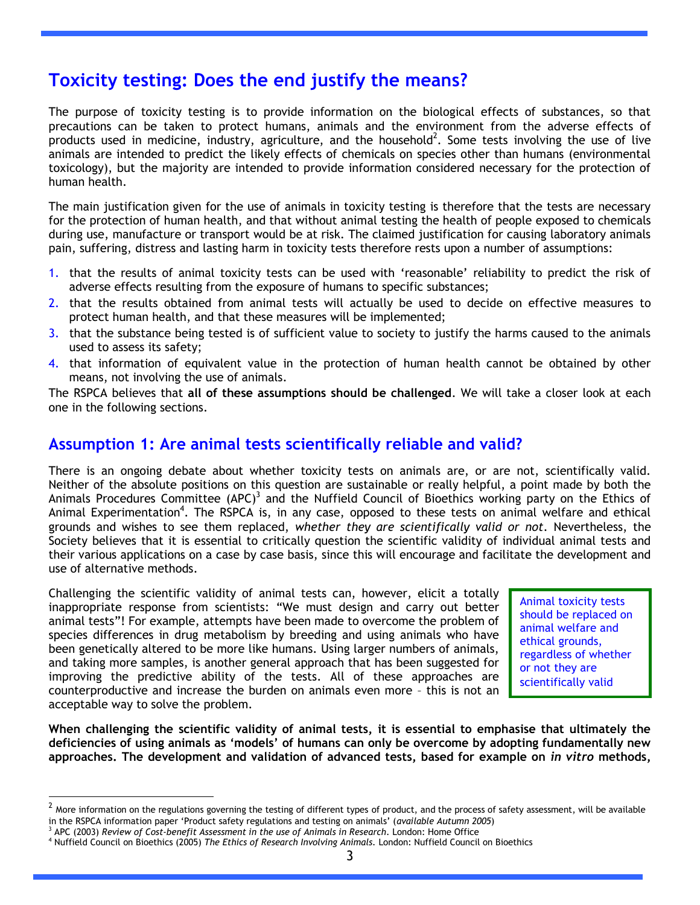## Toxicity testing: Does the end justify the means?

The purpose of toxicity testing is to provide information on the biological effects of substances, so that precautions can be taken to protect humans, animals and the environment from the adverse effects of products used in medicine, industry, agriculture, and the household[2]. Some tests involving the use of live animals are intended to predict the likely effects of chemicals on species other than humans (environmental toxicology), but the majority are intended to provide information considered necessary for the protection of human health.

The main justification given for the use of animals in toxicity testing is therefore that the tests are necessary for the protection of human health, and that without animal testing the health of people exposed to chemicals during use, manufacture or transport would be at risk. The claimed justification for causing laboratory animals pain, suffering, distress and lasting harm in toxicity tests therefore rests upon a number of assumptions:

1. that the results of animal toxicity tests can be used with 'reasonable' reliability to predict the risk of adverse effects resulting from the exposure of humans to specific substances;
2. that the results obtained from animal tests will actually be used to decide on effective measures to protect human health, and that these measures will be implemented;
3. that the substance being tested is of sufficient value to society to justify the harms caused to the animals used to assess its safety;
4. that information of equivalent value in the protection of human health cannot be obtained by other means, not involving the use of animals.

The RSPCA believes that **all of these assumptions should be challenged**. We will take a closer look at each one in the following sections.

## Assumption 1: Are animal tests scientifically reliable and valid?

There is an ongoing debate about whether toxicity tests on animals are, or are not, scientifically valid. Neither of the absolute positions on this question are sustainable or really helpful, a point made by both the Animals Procedures Committee (APC)[3] and the Nuffield Council of Bioethics working party on the Ethics of Animal Experimentation[4]. The RSPCA is, in any case, opposed to these tests on animal welfare and ethical grounds and wishes to see them replaced, *whether they are scientifically valid or not*. Nevertheless, the Society believes that it is essential to critically question the scientific validity of individual animal tests and their various applications on a case by case basis, since this will encourage and facilitate the development and use of alternative methods.

Challenging the scientific validity of animal tests can, however, elicit a totally inappropriate response from scientists: "We must design and carry out better animal tests"! For example, attempts have been made to overcome the problem of species differences in drug metabolism by breeding and using animals who have been genetically altered to be more like humans. Using larger numbers of animals, and taking more samples, is another general approach that has been suggested for improving the predictive ability of the tests. All of these approaches are counterproductive and increase the burden on animals even more – this is not an acceptable way to solve the problem.

> Animal toxicity tests should be replaced on animal welfare and ethical grounds, regardless of whether or not they are scientifically valid

**When challenging the scientific validity of animal tests, it is essential to emphasise that ultimately the deficiencies of using animals as 'models' of humans can only be overcome by adopting fundamentally new approaches. The development and validation of advanced tests, based for example on *in vitro* methods,**

---

[2] More information on the regulations governing the testing of different types of product, and the process of safety assessment, will be available in the RSPCA information paper 'Product safety regulations and testing on animals' (*available Autumn 2005*)

[3] APC (2003) *Review of Cost-benefit Assessment in the use of Animals in Research*. London: Home Office

[4] Nuffield Council on Bioethics (2005) *The Ethics of Research Involving Animals.* London: Nuffield Council on Bioethics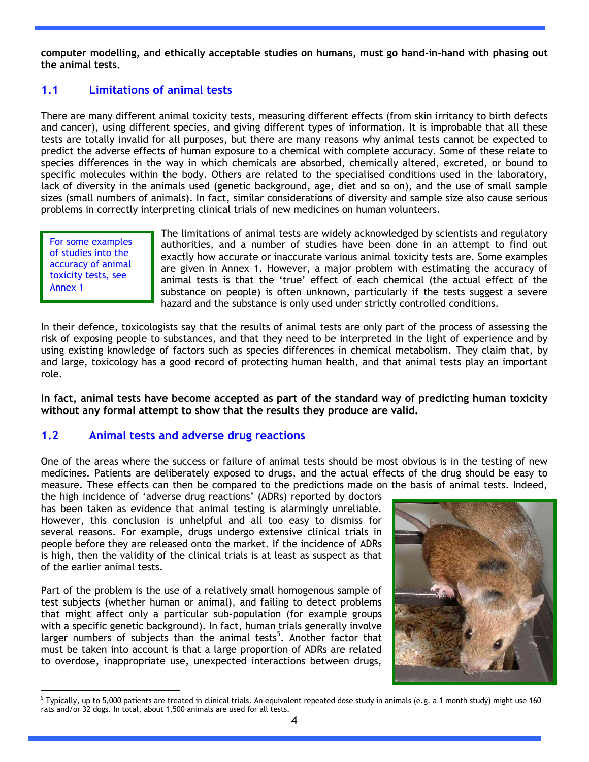**computer modelling, and ethically acceptable studies on humans, must go hand-in-hand with phasing out the animal tests.**

## 1.1 Limitations of animal tests

There are many different animal toxicity tests, measuring different effects (from skin irritancy to birth defects and cancer), using different species, and giving different types of information. It is improbable that all these tests are totally invalid for all purposes, but there are many reasons why animal tests cannot be expected to predict the adverse effects of human exposure to a chemical with complete accuracy. Some of these relate to species differences in the way in which chemicals are absorbed, chemically altered, excreted, or bound to specific molecules within the body. Others are related to the specialised conditions used in the laboratory, lack of diversity in the animals used (genetic background, age, diet and so on), and the use of small sample sizes (small numbers of animals). In fact, similar considerations of diversity and sample size also cause serious problems in correctly interpreting clinical trials of new medicines on human volunteers.

For some examples of studies into the accuracy of animal toxicity tests, see Annex 1

The limitations of animal tests are widely acknowledged by scientists and regulatory authorities, and a number of studies have been done in an attempt to find out exactly how accurate or inaccurate various animal toxicity tests are. Some examples are given in Annex 1. However, a major problem with estimating the accuracy of animal tests is that the 'true' effect of each chemical (the actual effect of the substance on people) is often unknown, particularly if the tests suggest a severe hazard and the substance is only used under strictly controlled conditions.

In their defence, toxicologists say that the results of animal tests are only part of the process of assessing the risk of exposing people to substances, and that they need to be interpreted in the light of experience and by using existing knowledge of factors such as species differences in chemical metabolism. They claim that, by and large, toxicology has a good record of protecting human health, and that animal tests play an important role.

**In fact, animal tests have become accepted as part of the standard way of predicting human toxicity without any formal attempt to show that the results they produce are valid.**

## 1.2 Animal tests and adverse drug reactions

One of the areas where the success or failure of animal tests should be most obvious is in the testing of new medicines. Patients are deliberately exposed to drugs, and the actual effects of the drug should be easy to measure. These effects can then be compared to the predictions made on the basis of animal tests. Indeed, the high incidence of 'adverse drug reactions' (ADRs) reported by doctors has been taken as evidence that animal testing is alarmingly unreliable. However, this conclusion is unhelpful and all too easy to dismiss for several reasons. For example, drugs undergo extensive clinical trials in people before they are released onto the market. If the incidence of ADRs is high, then the validity of the clinical trials is at least as suspect as that of the earlier animal tests.

Part of the problem is the use of a relatively small homogenous sample of test subjects (whether human or animal), and failing to detect problems that might affect only a particular sub-population (for example groups with a specific genetic background). In fact, human trials generally involve larger numbers of subjects than the animal tests[5]. Another factor that must be taken into account is that a large proportion of ADRs are related to overdose, inappropriate use, unexpected interactions between drugs,

[5] Typically, up to 5,000 patients are treated in clinical trials. An equivalent repeated dose study in animals (e.g. a 1 month study) might use 160 rats and/or 32 dogs. In total, about 1,500 animals are used for all tests.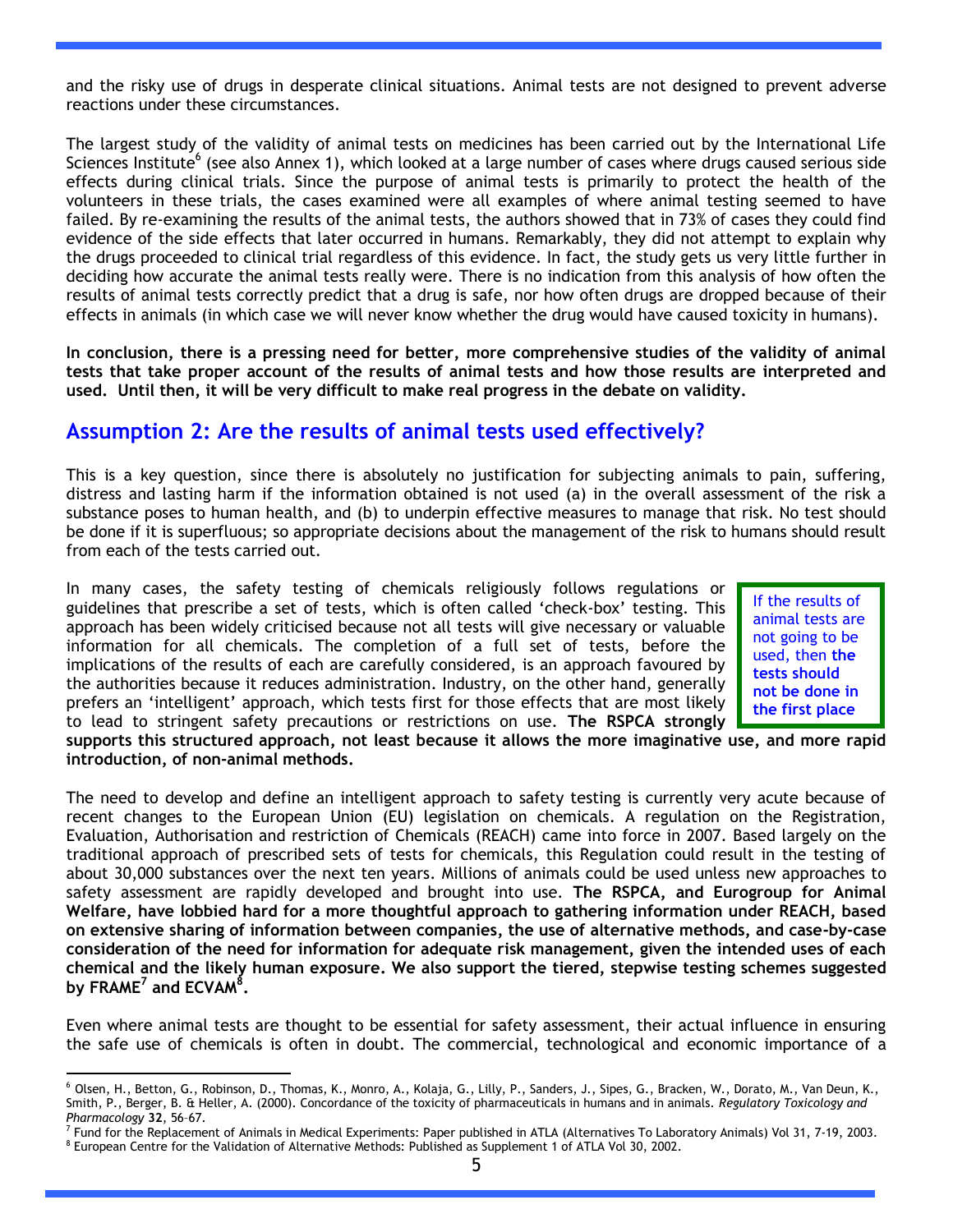and the risky use of drugs in desperate clinical situations. Animal tests are not designed to prevent adverse reactions under these circumstances.

The largest study of the validity of animal tests on medicines has been carried out by the International Life Sciences Institute[6] (see also Annex 1), which looked at a large number of cases where drugs caused serious side effects during clinical trials. Since the purpose of animal tests is primarily to protect the health of the volunteers in these trials, the cases examined were all examples of where animal testing seemed to have failed. By re-examining the results of the animal tests, the authors showed that in 73% of cases they could find evidence of the side effects that later occurred in humans. Remarkably, they did not attempt to explain why the drugs proceeded to clinical trial regardless of this evidence. In fact, the study gets us very little further in deciding how accurate the animal tests really were. There is no indication from this analysis of how often the results of animal tests correctly predict that a drug is safe, nor how often drugs are dropped because of their effects in animals (in which case we will never know whether the drug would have caused toxicity in humans).

**In conclusion, there is a pressing need for better, more comprehensive studies of the validity of animal tests that take proper account of the results of animal tests and how those results are interpreted and used. Until then, it will be very difficult to make real progress in the debate on validity.**

## Assumption 2: Are the results of animal tests used effectively?

This is a key question, since there is absolutely no justification for subjecting animals to pain, suffering, distress and lasting harm if the information obtained is not used (a) in the overall assessment of the risk a substance poses to human health, and (b) to underpin effective measures to manage that risk. No test should be done if it is superfluous; so appropriate decisions about the management of the risk to humans should result from each of the tests carried out.

> If the results of animal tests are not going to be used, then **the tests should not be done in the first place**

In many cases, the safety testing of chemicals religiously follows regulations or guidelines that prescribe a set of tests, which is often called 'check-box' testing. This approach has been widely criticised because not all tests will give necessary or valuable information for all chemicals. The completion of a full set of tests, before the implications of the results of each are carefully considered, is an approach favoured by the authorities because it reduces administration. Industry, on the other hand, generally prefers an 'intelligent' approach, which tests first for those effects that are most likely to lead to stringent safety precautions or restrictions on use. **The RSPCA strongly supports this structured approach, not least because it allows the more imaginative use, and more rapid introduction, of non-animal methods.**

The need to develop and define an intelligent approach to safety testing is currently very acute because of recent changes to the European Union (EU) legislation on chemicals. A regulation on the Registration, Evaluation, Authorisation and restriction of Chemicals (REACH) came into force in 2007. Based largely on the traditional approach of prescribed sets of tests for chemicals, this Regulation could result in the testing of about 30,000 substances over the next ten years. Millions of animals could be used unless new approaches to safety assessment are rapidly developed and brought into use. **The RSPCA, and Eurogroup for Animal Welfare, have lobbied hard for a more thoughtful approach to gathering information under REACH, based on extensive sharing of information between companies, the use of alternative methods, and case-by-case consideration of the need for information for adequate risk management, given the intended uses of each chemical and the likely human exposure. We also support the tiered, stepwise testing schemes suggested by FRAME[7] and ECVAM[8].**

Even where animal tests are thought to be essential for safety assessment, their actual influence in ensuring the safe use of chemicals is often in doubt. The commercial, technological and economic importance of a

---

[6] Olsen, H., Betton, G., Robinson, D., Thomas, K., Monro, A., Kolaja, G., Lilly, P., Sanders, J., Sipes, G., Bracken, W., Dorato, M., Van Deun, K., Smith, P., Berger, B. & Heller, A. (2000). Concordance of the toxicity of pharmaceuticals in humans and in animals. *Regulatory Toxicology and Pharmacology* **32**, 56–67.

[7] Fund for the Replacement of Animals in Medical Experiments: Paper published in ATLA (Alternatives To Laboratory Animals) Vol 31, 7-19, 2003.

[8] European Centre for the Validation of Alternative Methods: Published as Supplement 1 of ATLA Vol 30, 2002.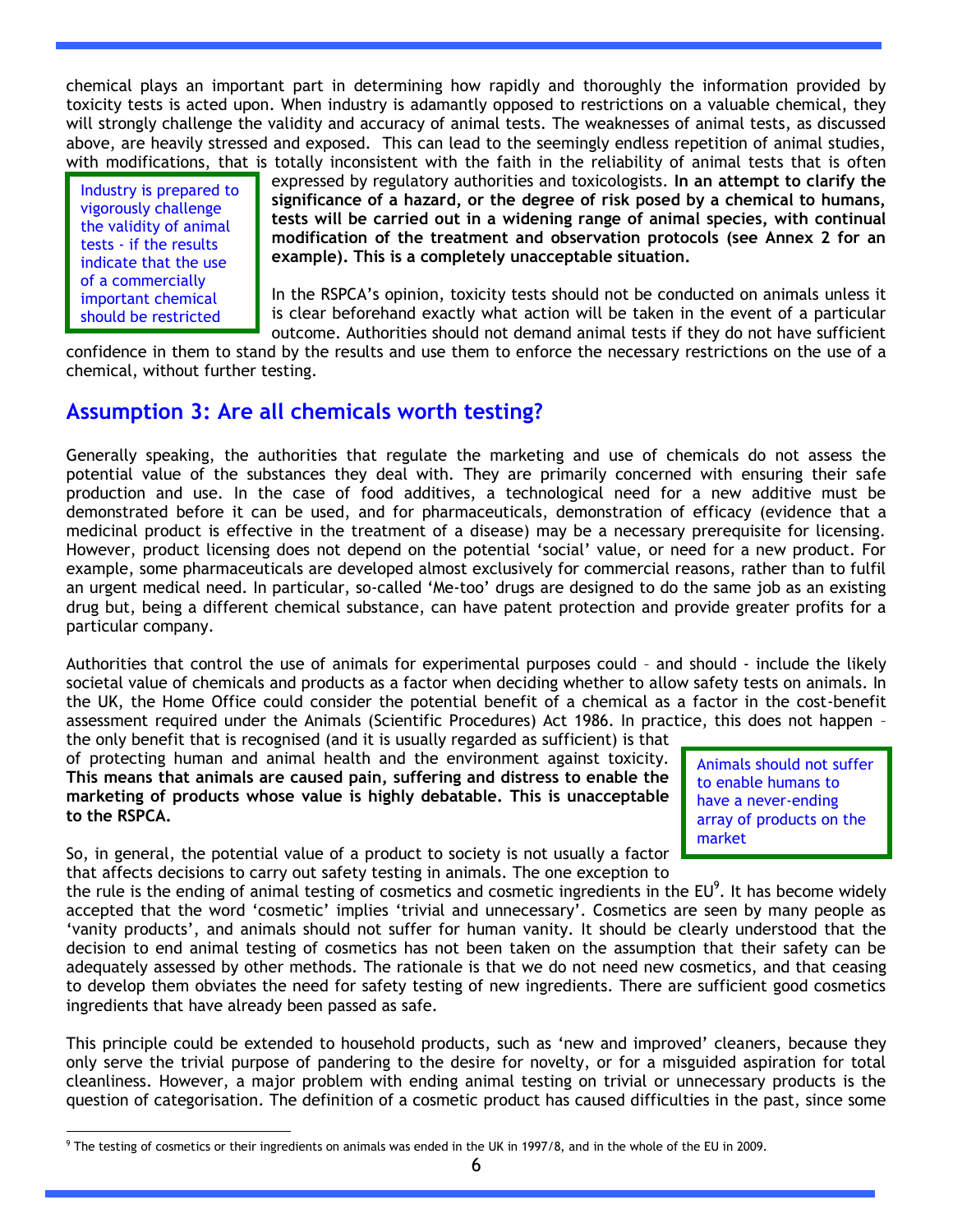chemical plays an important part in determining how rapidly and thoroughly the information provided by toxicity tests is acted upon. When industry is adamantly opposed to restrictions on a valuable chemical, they will strongly challenge the validity and accuracy of animal tests. The weaknesses of animal tests, as discussed above, are heavily stressed and exposed. This can lead to the seemingly endless repetition of animal studies, with modifications, that is totally inconsistent with the faith in the reliability of animal tests that is often expressed by regulatory authorities and toxicologists. **In an attempt to clarify the significance of a hazard, or the degree of risk posed by a chemical to humans, tests will be carried out in a widening range of animal species, with continual modification of the treatment and observation protocols (see Annex 2 for an example). This is a completely unacceptable situation.**

> Industry is prepared to vigorously challenge the validity of animal tests - if the results indicate that the use of a commercially important chemical should be restricted

In the RSPCA's opinion, toxicity tests should not be conducted on animals unless it is clear beforehand exactly what action will be taken in the event of a particular outcome. Authorities should not demand animal tests if they do not have sufficient confidence in them to stand by the results and use them to enforce the necessary restrictions on the use of a chemical, without further testing.

## Assumption 3: Are all chemicals worth testing?

Generally speaking, the authorities that regulate the marketing and use of chemicals do not assess the potential value of the substances they deal with. They are primarily concerned with ensuring their safe production and use. In the case of food additives, a technological need for a new additive must be demonstrated before it can be used, and for pharmaceuticals, demonstration of efficacy (evidence that a medicinal product is effective in the treatment of a disease) may be a necessary prerequisite for licensing. However, product licensing does not depend on the potential 'social' value, or need for a new product. For example, some pharmaceuticals are developed almost exclusively for commercial reasons, rather than to fulfil an urgent medical need. In particular, so-called 'Me-too' drugs are designed to do the same job as an existing drug but, being a different chemical substance, can have patent protection and provide greater profits for a particular company.

Authorities that control the use of animals for experimental purposes could – and should - include the likely societal value of chemicals and products as a factor when deciding whether to allow safety tests on animals. In the UK, the Home Office could consider the potential benefit of a chemical as a factor in the cost-benefit assessment required under the Animals (Scientific Procedures) Act 1986. In practice, this does not happen – the only benefit that is recognised (and it is usually regarded as sufficient) is that of protecting human and animal health and the environment against toxicity. **This means that animals are caused pain, suffering and distress to enable the marketing of products whose value is highly debatable. This is unacceptable to the RSPCA.**

> Animals should not suffer to enable humans to have a never-ending array of products on the market

So, in general, the potential value of a product to society is not usually a factor that affects decisions to carry out safety testing in animals. The one exception to the rule is the ending of animal testing of cosmetics and cosmetic ingredients in the EU[9]. It has become widely accepted that the word 'cosmetic' implies 'trivial and unnecessary'. Cosmetics are seen by many people as 'vanity products', and animals should not suffer for human vanity. It should be clearly understood that the decision to end animal testing of cosmetics has not been taken on the assumption that their safety can be adequately assessed by other methods. The rationale is that we do not need new cosmetics, and that ceasing to develop them obviates the need for safety testing of new ingredients. There are sufficient good cosmetics ingredients that have already been passed as safe.

This principle could be extended to household products, such as 'new and improved' cleaners, because they only serve the trivial purpose of pandering to the desire for novelty, or for a misguided aspiration for total cleanliness. However, a major problem with ending animal testing on trivial or unnecessary products is the question of categorisation. The definition of a cosmetic product has caused difficulties in the past, since some

[9] The testing of cosmetics or their ingredients on animals was ended in the UK in 1997/8, and in the whole of the EU in 2009.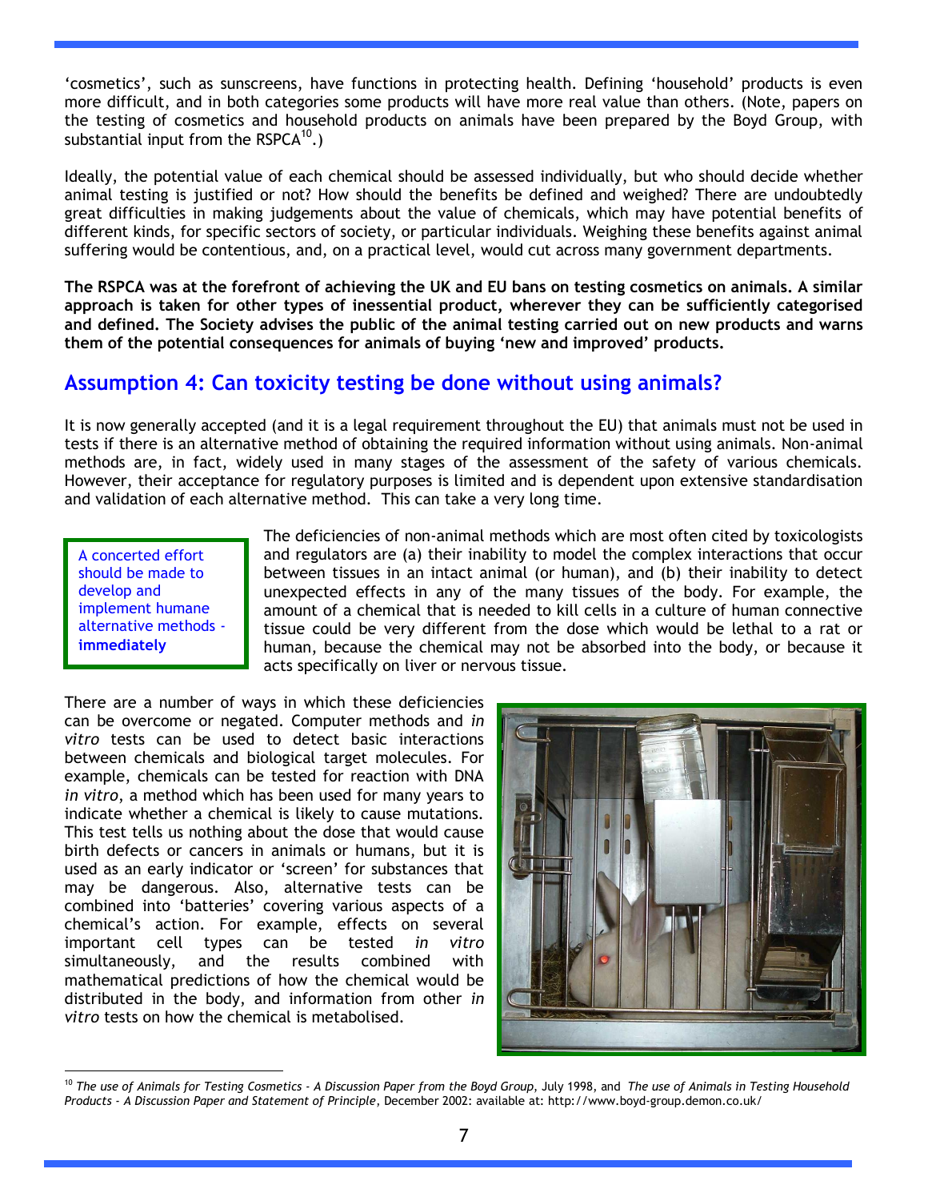'cosmetics', such as sunscreens, have functions in protecting health. Defining 'household' products is even more difficult, and in both categories some products will have more real value than others. (Note, papers on the testing of cosmetics and household products on animals have been prepared by the Boyd Group, with substantial input from the RSPCA[10].)

Ideally, the potential value of each chemical should be assessed individually, but who should decide whether animal testing is justified or not? How should the benefits be defined and weighed? There are undoubtedly great difficulties in making judgements about the value of chemicals, which may have potential benefits of different kinds, for specific sectors of society, or particular individuals. Weighing these benefits against animal suffering would be contentious, and, on a practical level, would cut across many government departments.

**The RSPCA was at the forefront of achieving the UK and EU bans on testing cosmetics on animals. A similar approach is taken for other types of inessential product, wherever they can be sufficiently categorised and defined. The Society advises the public of the animal testing carried out on new products and warns them of the potential consequences for animals of buying 'new and improved' products.**

## Assumption 4: Can toxicity testing be done without using animals?

It is now generally accepted (and it is a legal requirement throughout the EU) that animals must not be used in tests if there is an alternative method of obtaining the required information without using animals. Non-animal methods are, in fact, widely used in many stages of the assessment of the safety of various chemicals. However, their acceptance for regulatory purposes is limited and is dependent upon extensive standardisation and validation of each alternative method. This can take a very long time.

A concerted effort should be made to develop and implement humane alternative methods - **immediately**

The deficiencies of non-animal methods which are most often cited by toxicologists and regulators are (a) their inability to model the complex interactions that occur between tissues in an intact animal (or human), and (b) their inability to detect unexpected effects in any of the many tissues of the body. For example, the amount of a chemical that is needed to kill cells in a culture of human connective tissue could be very different from the dose which would be lethal to a rat or human, because the chemical may not be absorbed into the body, or because it acts specifically on liver or nervous tissue.

There are a number of ways in which these deficiencies can be overcome or negated. Computer methods and *in vitro* tests can be used to detect basic interactions between chemicals and biological target molecules. For example, chemicals can be tested for reaction with DNA *in vitro*, a method which has been used for many years to indicate whether a chemical is likely to cause mutations. This test tells us nothing about the dose that would cause birth defects or cancers in animals or humans, but it is used as an early indicator or 'screen' for substances that may be dangerous. Also, alternative tests can be combined into 'batteries' covering various aspects of a chemical's action. For example, effects on several important cell types can be tested *in vitro* simultaneously, and the results combined with mathematical predictions of how the chemical would be distributed in the body, and information from other *in vitro* tests on how the chemical is metabolised.

[10] *The use of Animals for Testing Cosmetics - A Discussion Paper from the Boyd Group*, July 1998, and *The use of Animals in Testing Household Products - A Discussion Paper and Statement of Principle*, December 2002: available at: http://www.boyd-group.demon.co.uk/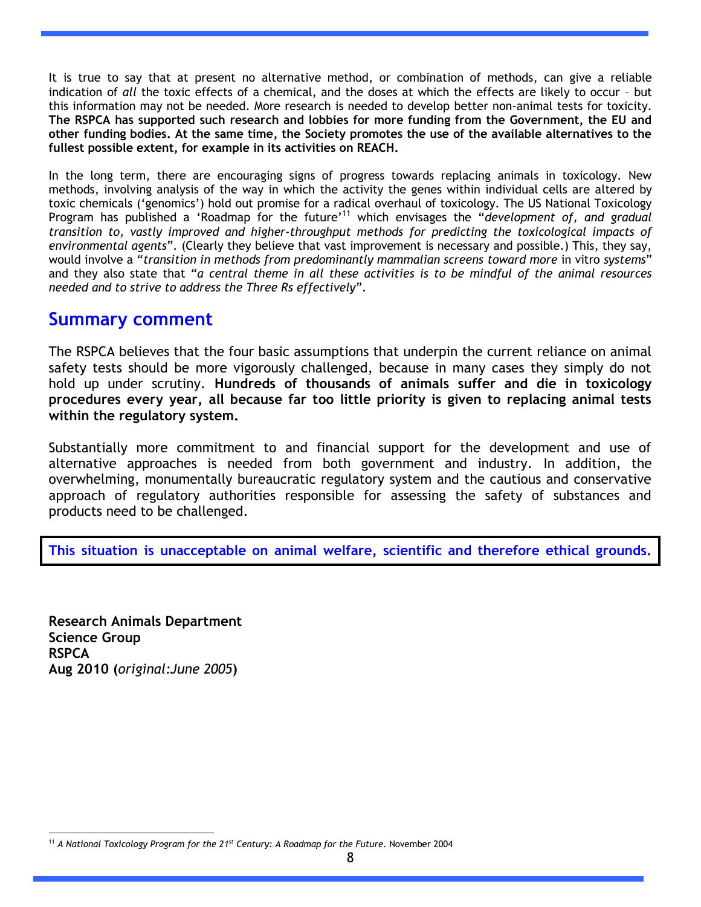It is true to say that at present no alternative method, or combination of methods, can give a reliable indication of *all* the toxic effects of a chemical, and the doses at which the effects are likely to occur – but this information may not be needed. More research is needed to develop better non-animal tests for toxicity. **The RSPCA has supported such research and lobbies for more funding from the Government, the EU and other funding bodies. At the same time, the Society promotes the use of the available alternatives to the fullest possible extent, for example in its activities on REACH.**

In the long term, there are encouraging signs of progress towards replacing animals in toxicology. New methods, involving analysis of the way in which the activity the genes within individual cells are altered by toxic chemicals ('genomics') hold out promise for a radical overhaul of toxicology. The US National Toxicology Program has published a 'Roadmap for the future'[11] which envisages the "*development of, and gradual transition to, vastly improved and higher-throughput methods for predicting the toxicological impacts of environmental agents*". (Clearly they believe that vast improvement is necessary and possible.) This, they say, would involve a "*transition in methods from predominantly mammalian screens toward more* in vitro *systems*" and they also state that "*a central theme in all these activities is to be mindful of the animal resources needed and to strive to address the Three Rs effectively*".

## Summary comment

The RSPCA believes that the four basic assumptions that underpin the current reliance on animal safety tests should be more vigorously challenged, because in many cases they simply do not hold up under scrutiny. **Hundreds of thousands of animals suffer and die in toxicology procedures every year, all because far too little priority is given to replacing animal tests within the regulatory system.**

Substantially more commitment to and financial support for the development and use of alternative approaches is needed from both government and industry. In addition, the overwhelming, monumentally bureaucratic regulatory system and the cautious and conservative approach of regulatory authorities responsible for assessing the safety of substances and products need to be challenged.

**This situation is unacceptable on animal welfare, scientific and therefore ethical grounds.**

**Research Animals Department**
**Science Group**
**RSPCA**
**Aug 2010 (*original:June 2005*)**

---

[11] *A National Toxicology Program for the 21st Century: A Roadmap for the Future*. November 2004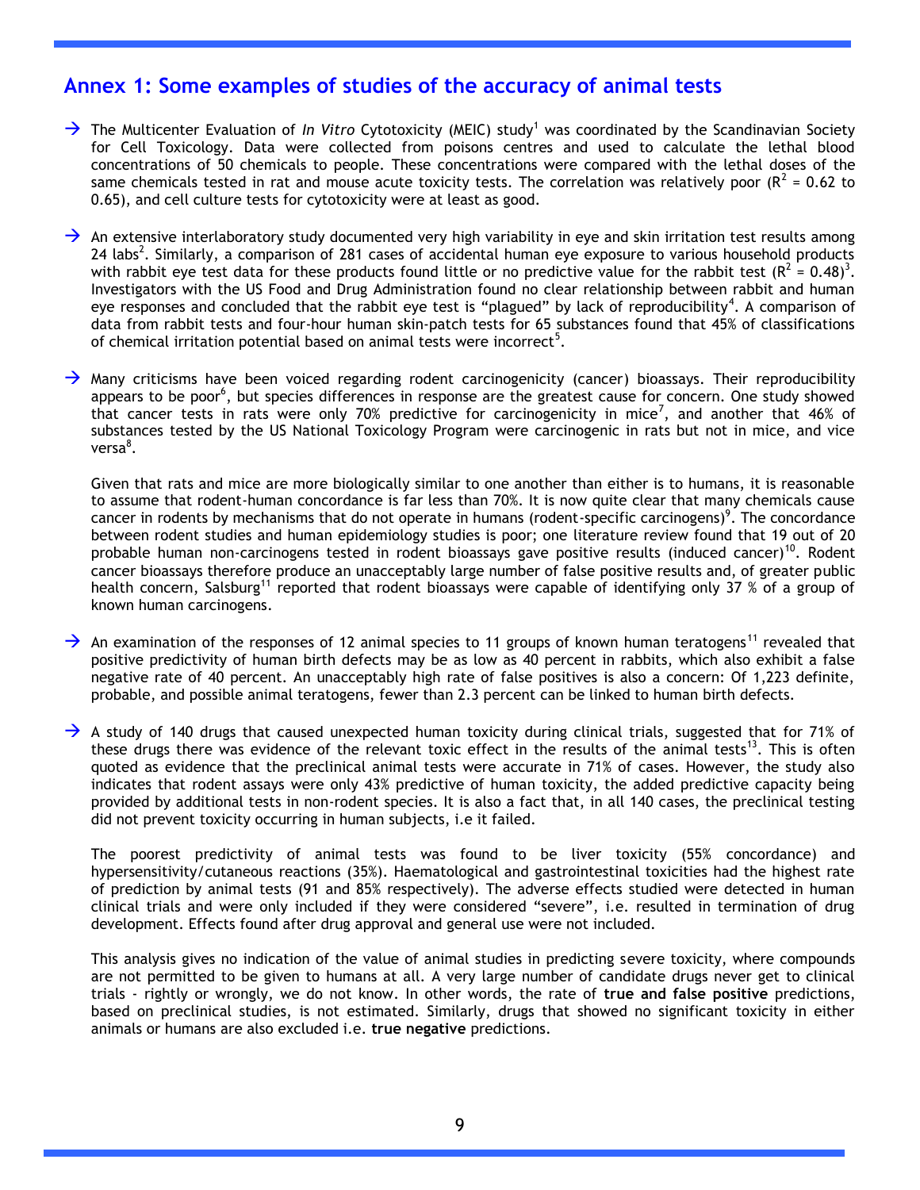## Annex 1: Some examples of studies of the accuracy of animal tests

- The Multicenter Evaluation of *In Vitro* Cytotoxicity (MEIC) study[1] was coordinated by the Scandinavian Society for Cell Toxicology. Data were collected from poisons centres and used to calculate the lethal blood concentrations of 50 chemicals to people. These concentrations were compared with the lethal doses of the same chemicals tested in rat and mouse acute toxicity tests. The correlation was relatively poor ($R^2$ = 0.62 to 0.65), and cell culture tests for cytotoxicity were at least as good.

- An extensive interlaboratory study documented very high variability in eye and skin irritation test results among 24 labs[2]. Similarly, a comparison of 281 cases of accidental human eye exposure to various household products with rabbit eye test data for these products found little or no predictive value for the rabbit test ($R^2$ = 0.48)[3]. Investigators with the US Food and Drug Administration found no clear relationship between rabbit and human eye responses and concluded that the rabbit eye test is "plagued" by lack of reproducibility[4]. A comparison of data from rabbit tests and four-hour human skin-patch tests for 65 substances found that 45% of classifications of chemical irritation potential based on animal tests were incorrect[5].

- Many criticisms have been voiced regarding rodent carcinogenicity (cancer) bioassays. Their reproducibility appears to be poor[6], but species differences in response are the greatest cause for concern. One study showed that cancer tests in rats were only 70% predictive for carcinogenicity in mice[7], and another that 46% of substances tested by the US National Toxicology Program were carcinogenic in rats but not in mice, and vice versa[8].

  Given that rats and mice are more biologically similar to one another than either is to humans, it is reasonable to assume that rodent-human concordance is far less than 70%. It is now quite clear that many chemicals cause cancer in rodents by mechanisms that do not operate in humans (rodent-specific carcinogens)[9]. The concordance between rodent studies and human epidemiology studies is poor; one literature review found that 19 out of 20 probable human non-carcinogens tested in rodent bioassays gave positive results (induced cancer)[10]. Rodent cancer bioassays therefore produce an unacceptably large number of false positive results and, of greater public health concern, Salsburg[11] reported that rodent bioassays were capable of identifying only 37 % of a group of known human carcinogens.

- An examination of the responses of 12 animal species to 11 groups of known human teratogens[11] revealed that positive predictivity of human birth defects may be as low as 40 percent in rabbits, which also exhibit a false negative rate of 40 percent. An unacceptably high rate of false positives is also a concern: Of 1,223 definite, probable, and possible animal teratogens, fewer than 2.3 percent can be linked to human birth defects.

- A study of 140 drugs that caused unexpected human toxicity during clinical trials, suggested that for 71% of these drugs there was evidence of the relevant toxic effect in the results of the animal tests[13]. This is often quoted as evidence that the preclinical animal tests were accurate in 71% of cases. However, the study also indicates that rodent assays were only 43% predictive of human toxicity, the added predictive capacity being provided by additional tests in non-rodent species. It is also a fact that, in all 140 cases, the preclinical testing did not prevent toxicity occurring in human subjects, i.e it failed.

  The poorest predictivity of animal tests was found to be liver toxicity (55% concordance) and hypersensitivity/cutaneous reactions (35%). Haematological and gastrointestinal toxicities had the highest rate of prediction by animal tests (91 and 85% respectively). The adverse effects studied were detected in human clinical trials and were only included if they were considered "severe", i.e. resulted in termination of drug development. Effects found after drug approval and general use were not included.

  This analysis gives no indication of the value of animal studies in predicting severe toxicity, where compounds are not permitted to be given to humans at all. A very large number of candidate drugs never get to clinical trials - rightly or wrongly, we do not know. In other words, the rate of **true and false positive** predictions, based on preclinical studies, is not estimated. Similarly, drugs that showed no significant toxicity in either animals or humans are also excluded i.e. **true negative** predictions.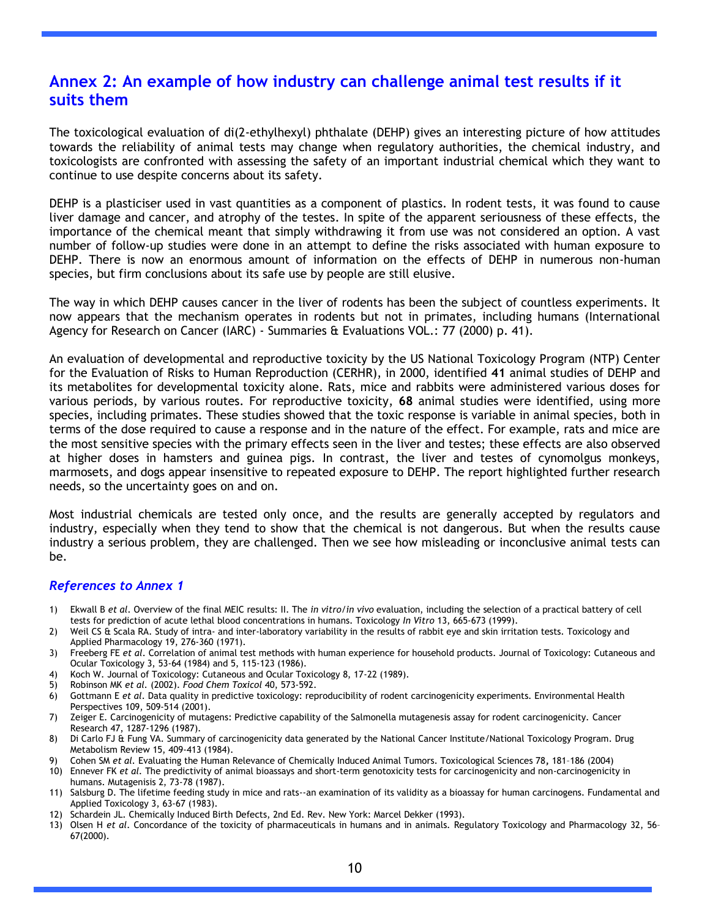## Annex 2: An example of how industry can challenge animal test results if it suits them

The toxicological evaluation of di(2-ethylhexyl) phthalate (DEHP) gives an interesting picture of how attitudes towards the reliability of animal tests may change when regulatory authorities, the chemical industry, and toxicologists are confronted with assessing the safety of an important industrial chemical which they want to continue to use despite concerns about its safety.

DEHP is a plasticiser used in vast quantities as a component of plastics. In rodent tests, it was found to cause liver damage and cancer, and atrophy of the testes. In spite of the apparent seriousness of these effects, the importance of the chemical meant that simply withdrawing it from use was not considered an option. A vast number of follow-up studies were done in an attempt to define the risks associated with human exposure to DEHP. There is now an enormous amount of information on the effects of DEHP in numerous non-human species, but firm conclusions about its safe use by people are still elusive.

The way in which DEHP causes cancer in the liver of rodents has been the subject of countless experiments. It now appears that the mechanism operates in rodents but not in primates, including humans (International Agency for Research on Cancer (IARC) - Summaries & Evaluations VOL.: 77 (2000) p. 41).

An evaluation of developmental and reproductive toxicity by the US National Toxicology Program (NTP) Center for the Evaluation of Risks to Human Reproduction (CERHR), in 2000, identified **41** animal studies of DEHP and its metabolites for developmental toxicity alone. Rats, mice and rabbits were administered various doses for various periods, by various routes. For reproductive toxicity, **68** animal studies were identified, using more species, including primates. These studies showed that the toxic response is variable in animal species, both in terms of the dose required to cause a response and in the nature of the effect. For example, rats and mice are the most sensitive species with the primary effects seen in the liver and testes; these effects are also observed at higher doses in hamsters and guinea pigs. In contrast, the liver and testes of cynomolgus monkeys, marmosets, and dogs appear insensitive to repeated exposure to DEHP. The report highlighted further research needs, so the uncertainty goes on and on.

Most industrial chemicals are tested only once, and the results are generally accepted by regulators and industry, especially when they tend to show that the chemical is not dangerous. But when the results cause industry a serious problem, they are challenged. Then we see how misleading or inconclusive animal tests can be.

### *References to Annex 1*

1) Ekwall B *et al*. Overview of the final MEIC results: II. The *in vitro/in vivo* evaluation, including the selection of a practical battery of cell tests for prediction of acute lethal blood concentrations in humans. Toxicology *In Vitro* 13, 665-673 (1999).
2) Weil CS & Scala RA. Study of intra- and inter-laboratory variability in the results of rabbit eye and skin irritation tests. Toxicology and Applied Pharmacology 19, 276-360 (1971).
3) Freeberg FE *et al*. Correlation of animal test methods with human experience for household products. Journal of Toxicology: Cutaneous and Ocular Toxicology 3, 53-64 (1984) and 5, 115-123 (1986).
4) Koch W. Journal of Toxicology: Cutaneous and Ocular Toxicology 8, 17-22 (1989).
5) Robinson MK *et al.* (2002). *Food Chem Toxicol* 40, 573-592.
6) Gottmann E *et al*. Data quality in predictive toxicology: reproducibility of rodent carcinogenicity experiments. Environmental Health Perspectives 109, 509-514 (2001).
7) Zeiger E. Carcinogenicity of mutagens: Predictive capability of the Salmonella mutagenesis assay for rodent carcinogenicity. Cancer Research 47, 1287-1296 (1987).
8) Di Carlo FJ & Fung VA. Summary of carcinogenicity data generated by the National Cancer Institute/National Toxicology Program. Drug Metabolism Review 15, 409-413 (1984).
9) Cohen SM *et al.* Evaluating the Human Relevance of Chemically Induced Animal Tumors. Toxicological Sciences 78, 181–186 (2004)
10) Ennever FK *et al*. The predictivity of animal bioassays and short-term genotoxicity tests for carcinogenicity and non-carcinogenicity in humans. Mutagenisis 2, 73-78 (1987).
11) Salsburg D. The lifetime feeding study in mice and rats--an examination of its validity as a bioassay for human carcinogens. Fundamental and Applied Toxicology 3, 63-67 (1983).
12) Schardein JL. Chemically Induced Birth Defects, 2nd Ed. Rev. New York: Marcel Dekker (1993).
13) Olsen H *et al*. Concordance of the toxicity of pharmaceuticals in humans and in animals. Regulatory Toxicology and Pharmacology 32, 56–67(2000).